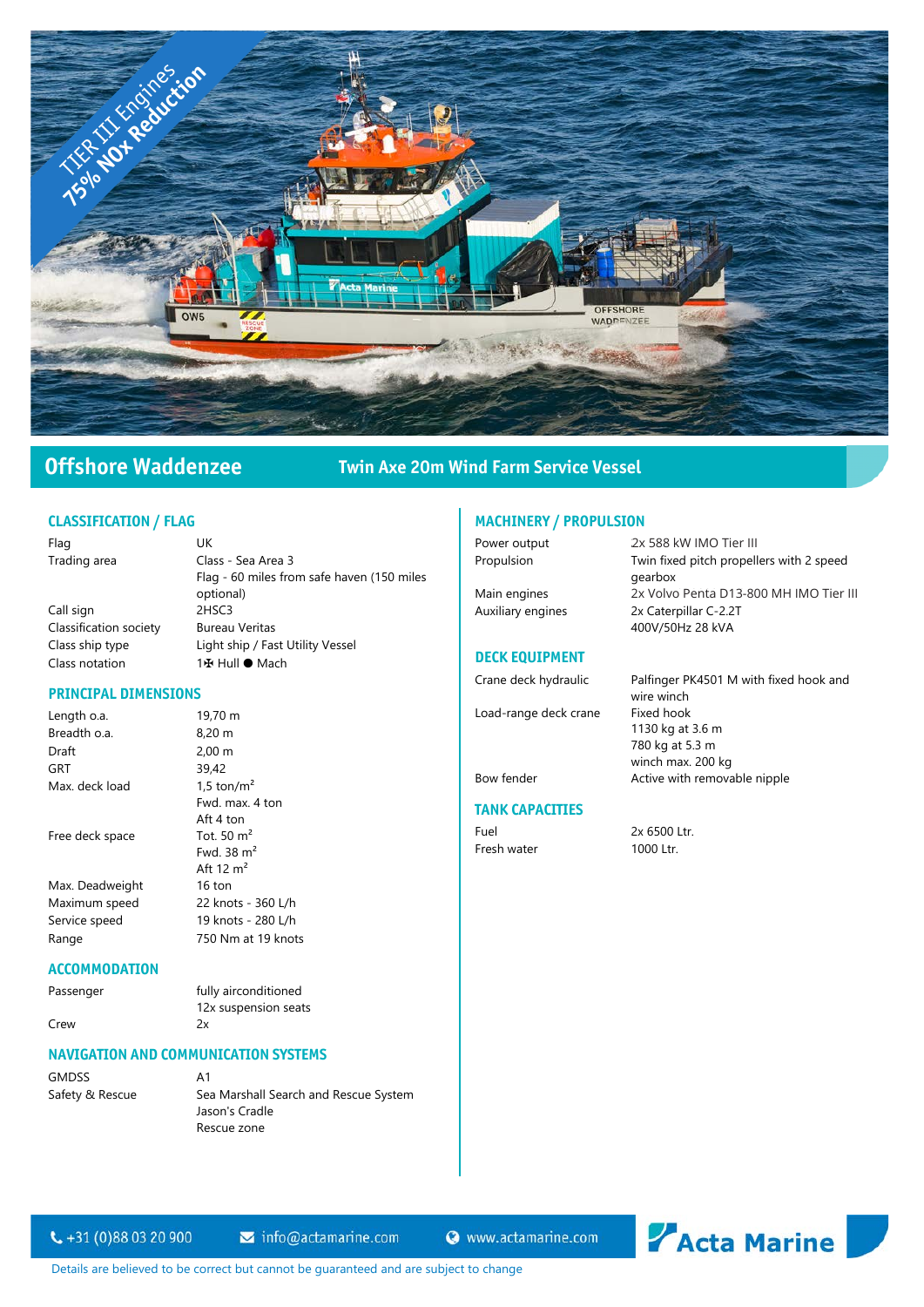TIER III Engines
75% NOx Reduction

# Offshore Waddenzee

## Twin Axe 20m Wind Farm Service Vessel

### CLASSIFICATION / FLAG

| | |
|---|---|
| Flag | UK |
| Trading area | Class - Sea Area 3<br>Flag - 60 miles from safe haven (150 miles optional) |
| Call sign | 2HSC3 |
| Classification society | Bureau Veritas |
| Class ship type | Light ship / Fast Utility Vessel |
| Class notation | 1✠ Hull ● Mach |

### PRINCIPAL DIMENSIONS

| | |
|---|---|
| Length o.a. | 19,70 m |
| Breadth o.a. | 8,20 m |
| Draft | 2,00 m |
| GRT | 39,42 |
| Max. deck load | 1,5 ton/m²<br>Fwd. max. 4 ton<br>Aft 4 ton |
| Free deck space | Tot. 50 m²<br>Fwd. 38 m²<br>Aft 12 m² |
| Max. Deadweight | 16 ton |
| Maximum speed | 22 knots - 360 L/h |
| Service speed | 19 knots - 280 L/h |
| Range | 750 Nm at 19 knots |

### ACCOMMODATION

| | |
|---|---|
| Passenger | fully airconditioned<br>12x suspension seats |
| Crew | 2x |

### NAVIGATION AND COMMUNICATION SYSTEMS

| | |
|---|---|
| GMDSS | A1 |
| Safety & Rescue | Sea Marshall Search and Rescue System<br>Jason's Cradle<br>Rescue zone |

### MACHINERY / PROPULSION

| | |
|---|---|
| Power output | 2x 588 kW IMO Tier III |
| Propulsion | Twin fixed pitch propellers with 2 speed gearbox |
| Main engines | 2x Volvo Penta D13-800 MH IMO Tier III |
| Auxiliary engines | 2x Caterpillar C-2.2T<br>400V/50Hz 28 kVA |

### DECK EQUIPMENT

| | |
|---|---|
| Crane deck hydraulic | Palfinger PK4501 M with fixed hook and wire winch |
| Load-range deck crane | Fixed hook<br>1130 kg at 3.6 m<br>780 kg at 5.3 m<br>winch max. 200 kg |
| Bow fender | Active with removable nipple |

### TANK CAPACITIES

| | |
|---|---|
| Fuel | 2x 6500 Ltr. |
| Fresh water | 1000 Ltr. |

+31 (0)88 03 20 900 | info@actamarine.com | www.actamarine.com | Acta Marine

Details are believed to be correct but cannot be guaranteed and are subject to change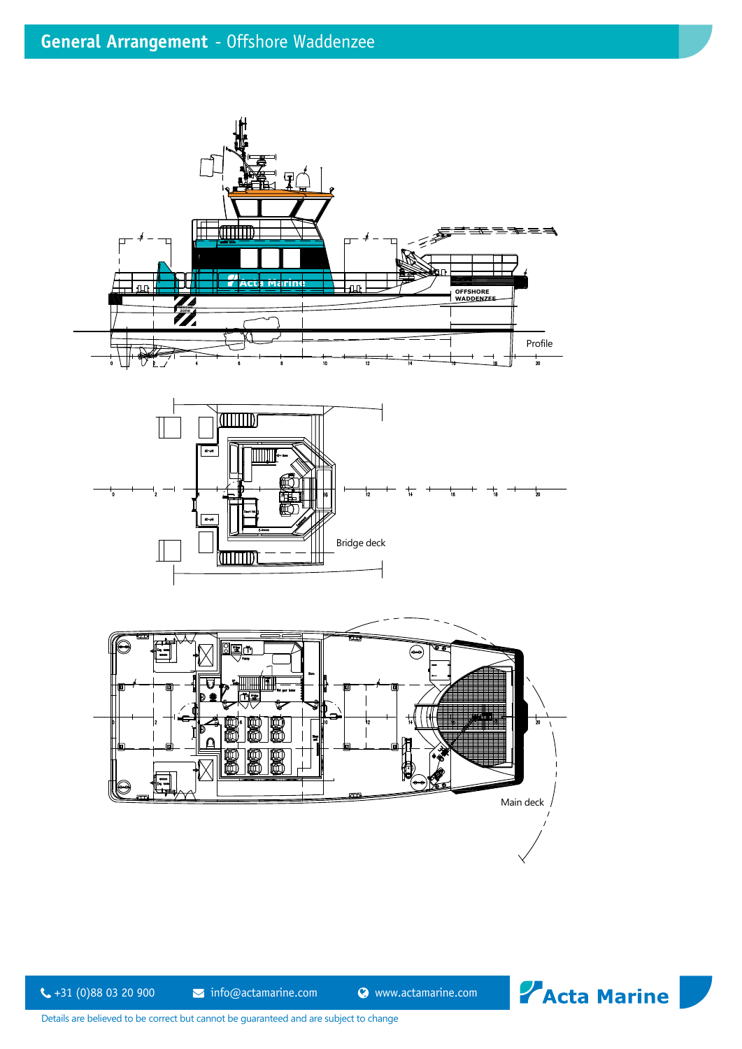# General Arrangement - Offshore Waddenzee

Profile

Bridge deck

Main deck

+31 (0)88 03 20 900 info@actamarine.com www.actamarine.com

Acta Marine

Details are believed to be correct but cannot be guaranteed and are subject to change